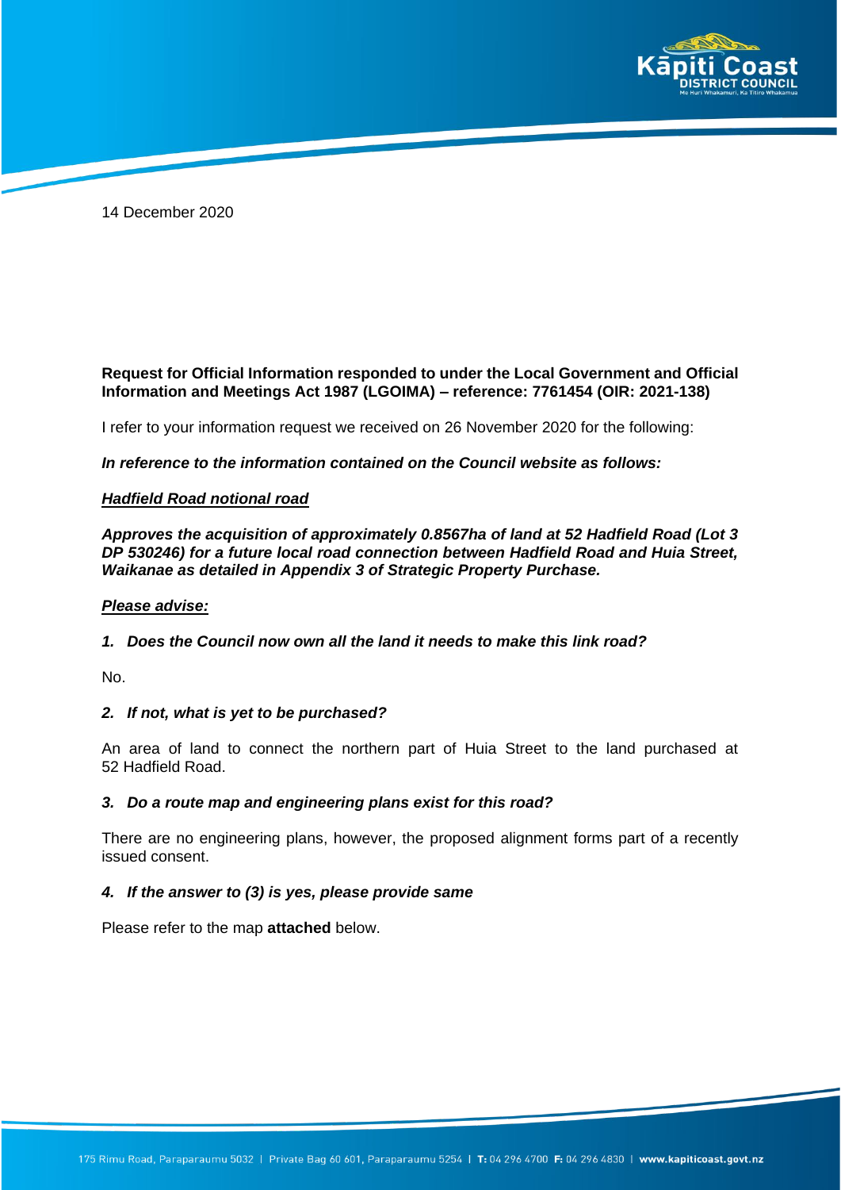14 December 2020

**Request for Official Information responded to under the Local Government and Official Information and Meetings Act 1987 (LGOIMA) – reference: 7761454 (OIR: 2021-138)**

I refer to your information request we received on 26 November 2020 for the following:

***In reference to the information contained on the Council website as follows:***

***<u>Hadfield Road notional road</u>***

***Approves the acquisition of approximately 0.8567ha of land at 52 Hadfield Road (Lot 3 DP 530246) for a future local road connection between Hadfield Road and Huia Street, Waikanae as detailed in Appendix 3 of Strategic Property Purchase.***

***<u>Please advise:</u>***

***1. Does the Council now own all the land it needs to make this link road?***

No.

***2. If not, what is yet to be purchased?***

An area of land to connect the northern part of Huia Street to the land purchased at 52 Hadfield Road.

***3. Do a route map and engineering plans exist for this road?***

There are no engineering plans, however, the proposed alignment forms part of a recently issued consent.

***4. If the answer to (3) is yes, please provide same***

Please refer to the map **attached** below.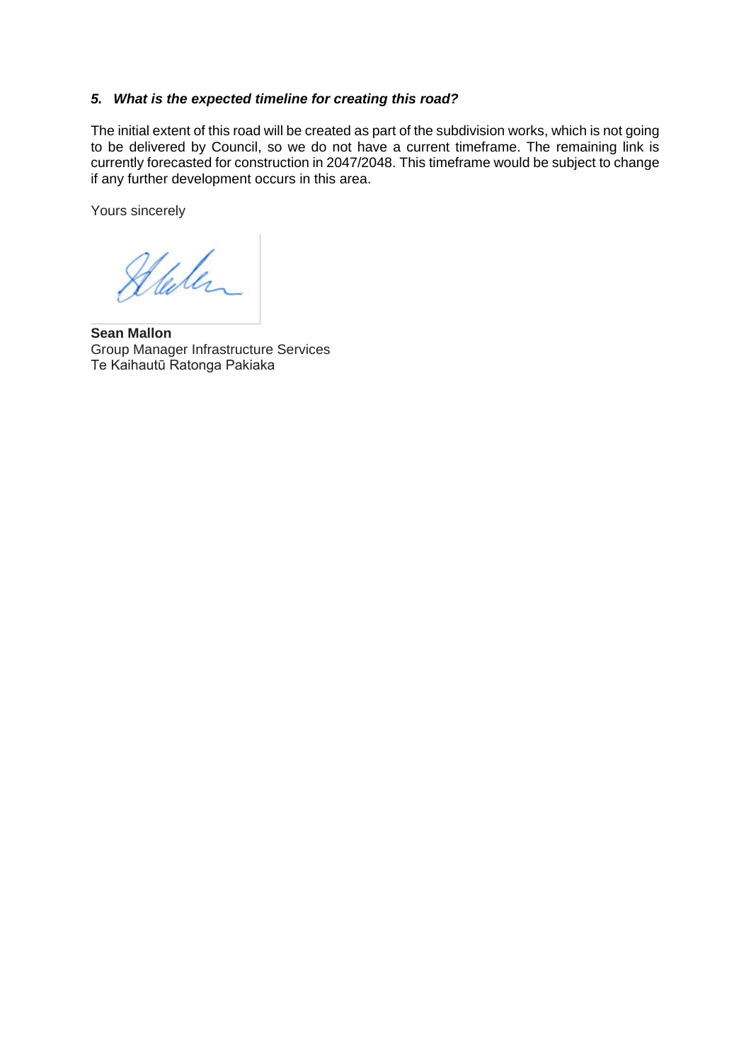***5. What is the expected timeline for creating this road?***

The initial extent of this road will be created as part of the subdivision works, which is not going to be delivered by Council, so we do not have a current timeframe. The remaining link is currently forecasted for construction in 2047/2048. This timeframe would be subject to change if any further development occurs in this area.

Yours sincerely

**Sean Mallon**
Group Manager Infrastructure Services
Te Kaihautū Ratonga Pakiaka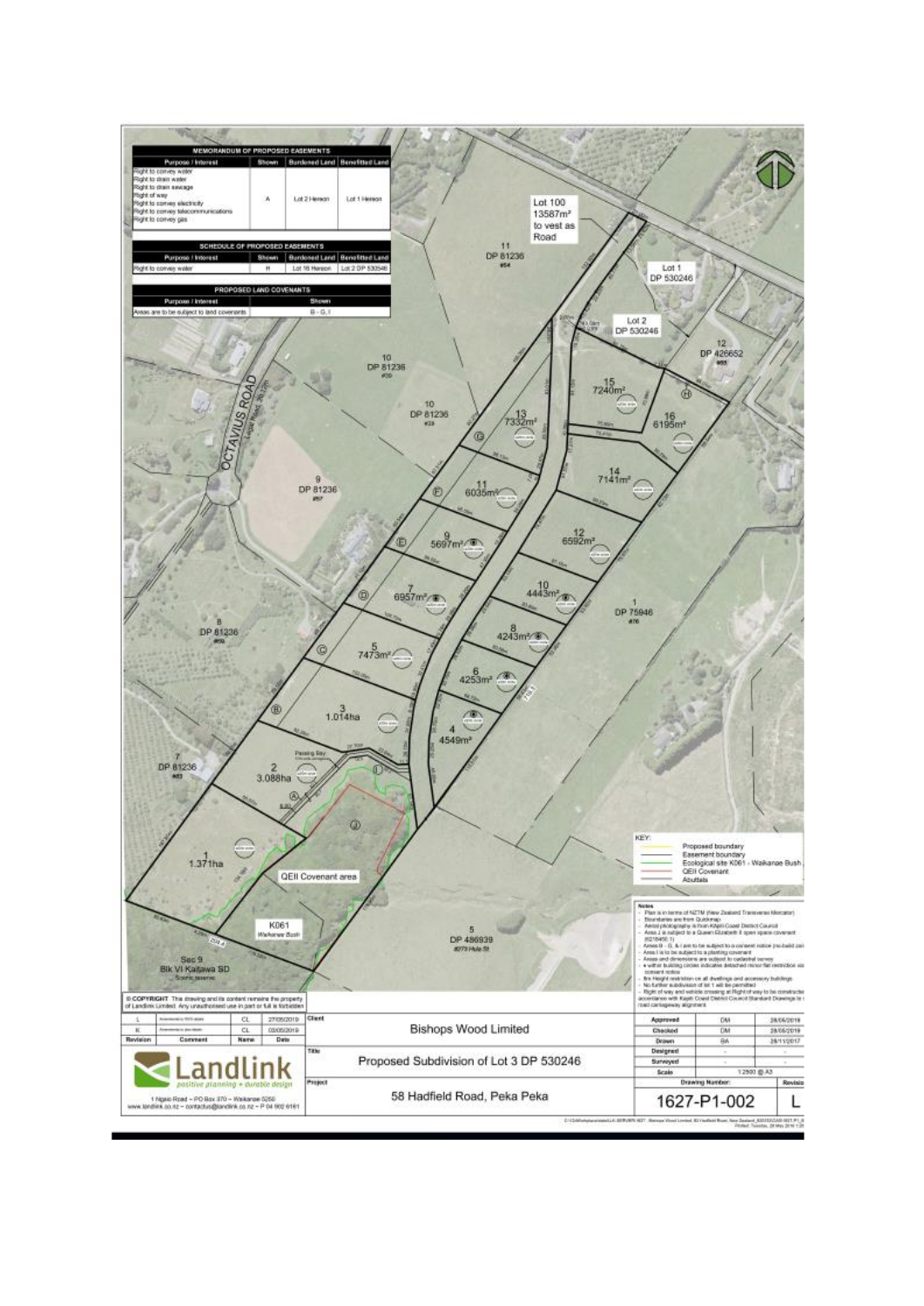| MEMORANDUM OF PROPOSED EASEMENTS | | | |
|---|---|---|---|
| Purpose / Interest | Shown | Burdened Land | Benefitted Land |
| Right to convey water<br>Right to drain water<br>Right to drain sewage<br>Right of way<br>Right to convey electricity<br>Right to convey telecommunications<br>Right to convey gas | A | Lot 2 Hereon | Lot 1 Hereon |

| SCHEDULE OF PROPOSED EASEMENTS | | | |
|---|---|---|---|
| Purpose / Interest | Shown | Burdened Land | Benefitted Land |
| Right to convey water | H | Lot 16 Hereon | Lot 2 DP 530246 |

| PROPOSED LAND COVENANTS | |
|---|---|
| Purpose / Interest | Shown |
| Areas are to be subject to land covenants | B - G, I |

Lot 100
13587m²
to vest as
Road

11
DP 81236
#54

Lot 1
DP 530246

Lot 2
DP 530246

12
DP 426652
#66

10
DP 81236
#39

10
DP 81236
#39

OCTAVIUS ROAD

9
DP 81236
#57

15
7240m²

16
6195m²

13
7332m²

14
7141m²

11
6035m²

12
6592m²

9
5697m²

10
4443m²

7
6957m²

8
4243m²

1
DP 75946
#76

5
7473m²

6
4253m²

8
DP 81236
#59

3
1.014ha

4
4549m²

7
DP 81236
#63

Passing Bay

2
3.088ha

1
1.371ha

QEII Covenant area

K061
Waikanae Bush

5
DP 486939
#279 Hula St

Sec 9
Blk VI Kaitawa SD
Scenic reserve

KEY:
- Proposed boundary
- Easement boundary
- Ecological site K061 - Waikanae Bush
- QEII Covenant
- Abuttals

Notes
- Plan is in terms of NZTM (New Zealand Transverse Mercator)
- Boundaries are from Quickmap
- Aerial photography is from Kāpiti Coast District Council
- Area J is subject to a Queen Elizabeth II open space covenant (6216450.1)
- Areas B - G, & I are to be subject to a consent notice (no-build zone)
- Area I is to be subject to a planting covenant
- Areas and dimensions are subject to cadastral survey
- within building circles indicates detached minor flat restriction via consent notice
- 8m Height restriction on all dwellings and accessory buildings
- No further subdivision of lot 1 will be permitted
- Right of way and vehicle crossing at Right of way to be constructed in accordance with Kāpiti Coast District Council Standard Drawings to road carriageway alignment

© COPYRIGHT This drawing and its content remains the property of Landlink Limited. Any unauthorised use in part or full is forbidden

| Revision | Comment | Name | Date |
|---|---|---|---|
| L | Amendments to RFI details | CL | 27/05/2019 |
| K | Amendments to plan details | CL | 03/05/2019 |

Landlink
positive planning • durable design

1 Ngaio Road – PO Box 370 – Waikanae 5250
www.landlink.co.nz – contactus@landlink.co.nz – P 04 902 6161

Client: Bishops Wood Limited

Title: Proposed Subdivision of Lot 3 DP 530246

Project: 58 Hadfield Road, Peka Peka

| | | |
|---|---|---|
| Approved | DM | 28/05/2019 |
| Checked | DM | 28/05/2019 |
| Drawn | BA | 28/11/2017 |
| Designed | - | - |
| Surveyed | - | - |
| Scale | 1:2500 @ A3 | |

Drawing Number: 1627-P1-002

Revision: L